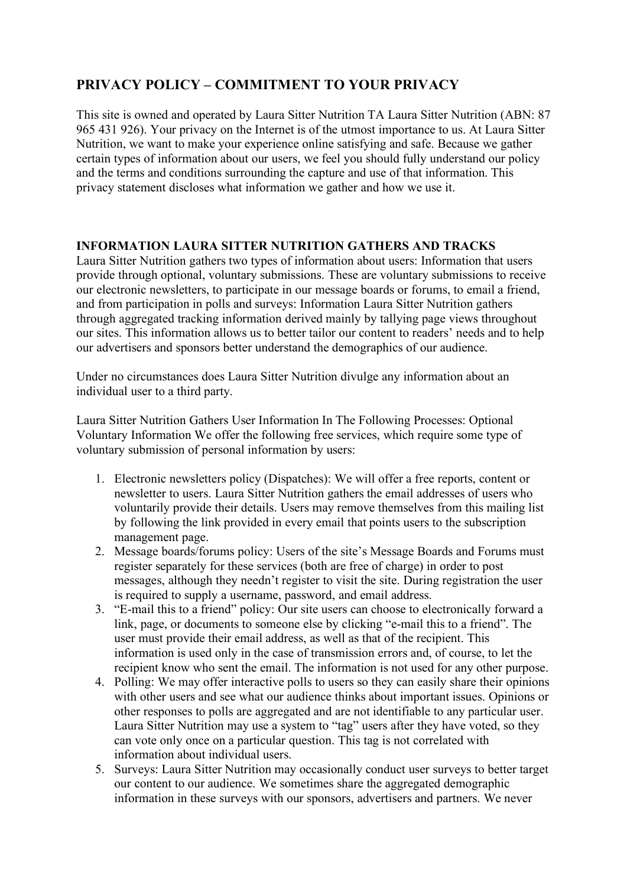## PRIVACY POLICY – COMMITMENT TO YOUR PRIVACY

This site is owned and operated by Laura Sitter Nutrition TA Laura Sitter Nutrition (ABN: 87 965 431 926). Your privacy on the Internet is of the utmost importance to us. At Laura Sitter Nutrition, we want to make your experience online satisfying and safe. Because we gather certain types of information about our users, we feel you should fully understand our policy and the terms and conditions surrounding the capture and use of that information. This privacy statement discloses what information we gather and how we use it.

**INFORMATION LAURA SITTER NUTRITION GATHERS AND TRACKS**

Laura Sitter Nutrition gathers two types of information about users: Information that users provide through optional, voluntary submissions. These are voluntary submissions to receive our electronic newsletters, to participate in our message boards or forums, to email a friend, and from participation in polls and surveys: Information Laura Sitter Nutrition gathers through aggregated tracking information derived mainly by tallying page views throughout our sites. This information allows us to better tailor our content to readers' needs and to help our advertisers and sponsors better understand the demographics of our audience.

Under no circumstances does Laura Sitter Nutrition divulge any information about an individual user to a third party.

Laura Sitter Nutrition Gathers User Information In The Following Processes: Optional Voluntary Information We offer the following free services, which require some type of voluntary submission of personal information by users:

1. Electronic newsletters policy (Dispatches): We will offer a free reports, content or newsletter to users. Laura Sitter Nutrition gathers the email addresses of users who voluntarily provide their details. Users may remove themselves from this mailing list by following the link provided in every email that points users to the subscription management page.
2. Message boards/forums policy: Users of the site's Message Boards and Forums must register separately for these services (both are free of charge) in order to post messages, although they needn't register to visit the site. During registration the user is required to supply a username, password, and email address.
3. "E-mail this to a friend" policy: Our site users can choose to electronically forward a link, page, or documents to someone else by clicking "e-mail this to a friend". The user must provide their email address, as well as that of the recipient. This information is used only in the case of transmission errors and, of course, to let the recipient know who sent the email. The information is not used for any other purpose.
4. Polling: We may offer interactive polls to users so they can easily share their opinions with other users and see what our audience thinks about important issues. Opinions or other responses to polls are aggregated and are not identifiable to any particular user. Laura Sitter Nutrition may use a system to "tag" users after they have voted, so they can vote only once on a particular question. This tag is not correlated with information about individual users.
5. Surveys: Laura Sitter Nutrition may occasionally conduct user surveys to better target our content to our audience. We sometimes share the aggregated demographic information in these surveys with our sponsors, advertisers and partners. We never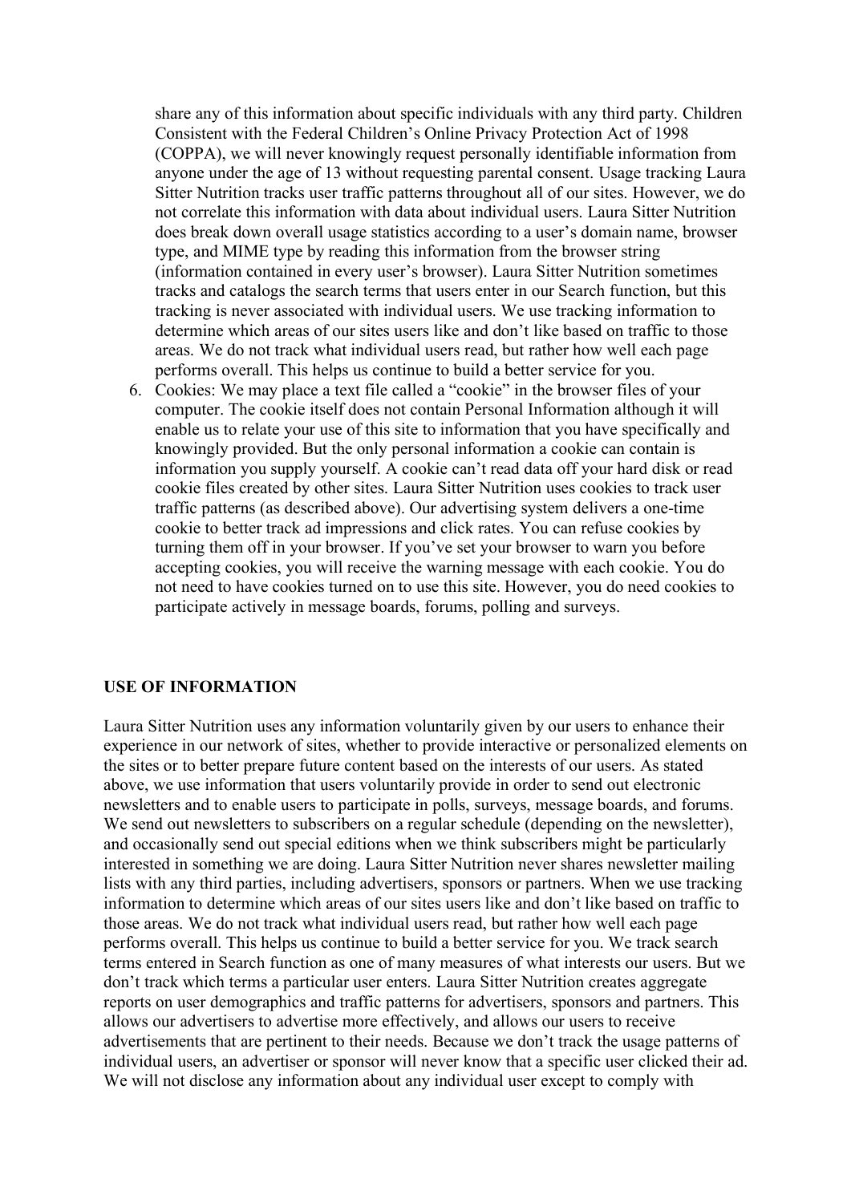share any of this information about specific individuals with any third party. Children Consistent with the Federal Children's Online Privacy Protection Act of 1998 (COPPA), we will never knowingly request personally identifiable information from anyone under the age of 13 without requesting parental consent. Usage tracking Laura Sitter Nutrition tracks user traffic patterns throughout all of our sites. However, we do not correlate this information with data about individual users. Laura Sitter Nutrition does break down overall usage statistics according to a user's domain name, browser type, and MIME type by reading this information from the browser string (information contained in every user's browser). Laura Sitter Nutrition sometimes tracks and catalogs the search terms that users enter in our Search function, but this tracking is never associated with individual users. We use tracking information to determine which areas of our sites users like and don't like based on traffic to those areas. We do not track what individual users read, but rather how well each page performs overall. This helps us continue to build a better service for you.

6. Cookies: We may place a text file called a "cookie" in the browser files of your computer. The cookie itself does not contain Personal Information although it will enable us to relate your use of this site to information that you have specifically and knowingly provided. But the only personal information a cookie can contain is information you supply yourself. A cookie can't read data off your hard disk or read cookie files created by other sites. Laura Sitter Nutrition uses cookies to track user traffic patterns (as described above). Our advertising system delivers a one-time cookie to better track ad impressions and click rates. You can refuse cookies by turning them off in your browser. If you've set your browser to warn you before accepting cookies, you will receive the warning message with each cookie. You do not need to have cookies turned on to use this site. However, you do need cookies to participate actively in message boards, forums, polling and surveys.

**USE OF INFORMATION**

Laura Sitter Nutrition uses any information voluntarily given by our users to enhance their experience in our network of sites, whether to provide interactive or personalized elements on the sites or to better prepare future content based on the interests of our users. As stated above, we use information that users voluntarily provide in order to send out electronic newsletters and to enable users to participate in polls, surveys, message boards, and forums. We send out newsletters to subscribers on a regular schedule (depending on the newsletter), and occasionally send out special editions when we think subscribers might be particularly interested in something we are doing. Laura Sitter Nutrition never shares newsletter mailing lists with any third parties, including advertisers, sponsors or partners. When we use tracking information to determine which areas of our sites users like and don't like based on traffic to those areas. We do not track what individual users read, but rather how well each page performs overall. This helps us continue to build a better service for you. We track search terms entered in Search function as one of many measures of what interests our users. But we don't track which terms a particular user enters. Laura Sitter Nutrition creates aggregate reports on user demographics and traffic patterns for advertisers, sponsors and partners. This allows our advertisers to advertise more effectively, and allows our users to receive advertisements that are pertinent to their needs. Because we don't track the usage patterns of individual users, an advertiser or sponsor will never know that a specific user clicked their ad. We will not disclose any information about any individual user except to comply with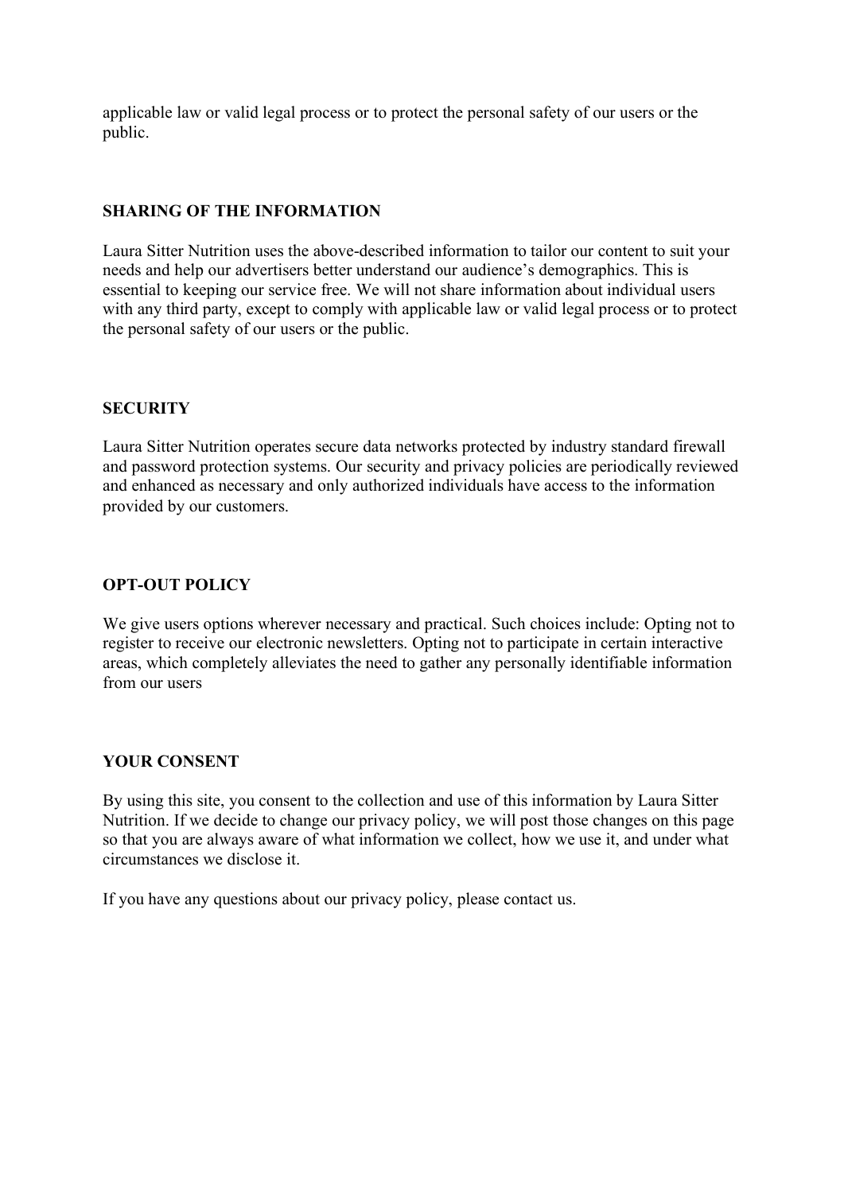applicable law or valid legal process or to protect the personal safety of our users or the public.

**SHARING OF THE INFORMATION**

Laura Sitter Nutrition uses the above-described information to tailor our content to suit your needs and help our advertisers better understand our audience's demographics. This is essential to keeping our service free. We will not share information about individual users with any third party, except to comply with applicable law or valid legal process or to protect the personal safety of our users or the public.

**SECURITY**

Laura Sitter Nutrition operates secure data networks protected by industry standard firewall and password protection systems. Our security and privacy policies are periodically reviewed and enhanced as necessary and only authorized individuals have access to the information provided by our customers.

**OPT-OUT POLICY**

We give users options wherever necessary and practical. Such choices include: Opting not to register to receive our electronic newsletters. Opting not to participate in certain interactive areas, which completely alleviates the need to gather any personally identifiable information from our users

**YOUR CONSENT**

By using this site, you consent to the collection and use of this information by Laura Sitter Nutrition. If we decide to change our privacy policy, we will post those changes on this page so that you are always aware of what information we collect, how we use it, and under what circumstances we disclose it.

If you have any questions about our privacy policy, please contact us.